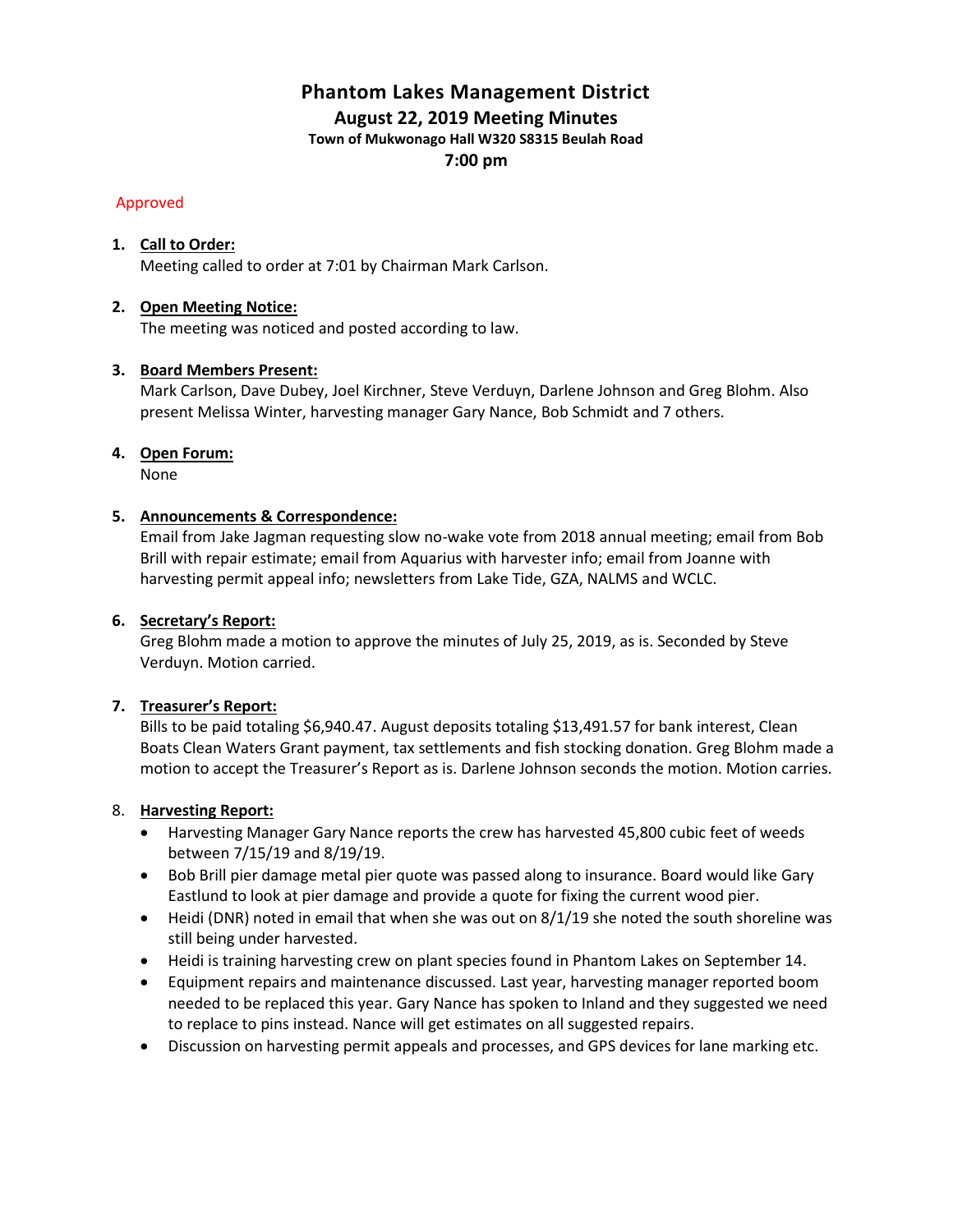# Phantom Lakes Management District

## August 22, 2019 Meeting Minutes

**Town of Mukwonago Hall W320 S8315 Beulah Road**

**7:00 pm**

Approved

1. **Call to Order:**
   Meeting called to order at 7:01 by Chairman Mark Carlson.

2. **Open Meeting Notice:**
   The meeting was noticed and posted according to law.

3. **Board Members Present:**
   Mark Carlson, Dave Dubey, Joel Kirchner, Steve Verduyn, Darlene Johnson and Greg Blohm. Also present Melissa Winter, harvesting manager Gary Nance, Bob Schmidt and 7 others.

4. **Open Forum:**
   None

5. **Announcements & Correspondence:**
   Email from Jake Jagman requesting slow no-wake vote from 2018 annual meeting; email from Bob Brill with repair estimate; email from Aquarius with harvester info; email from Joanne with harvesting permit appeal info; newsletters from Lake Tide, GZA, NALMS and WCLC.

6. **Secretary's Report:**
   Greg Blohm made a motion to approve the minutes of July 25, 2019, as is. Seconded by Steve Verduyn. Motion carried.

7. **Treasurer's Report:**
   Bills to be paid totaling $6,940.47. August deposits totaling $13,491.57 for bank interest, Clean Boats Clean Waters Grant payment, tax settlements and fish stocking donation. Greg Blohm made a motion to accept the Treasurer's Report as is. Darlene Johnson seconds the motion. Motion carries.

8. **Harvesting Report:**
   - Harvesting Manager Gary Nance reports the crew has harvested 45,800 cubic feet of weeds between 7/15/19 and 8/19/19.
   - Bob Brill pier damage metal pier quote was passed along to insurance. Board would like Gary Eastlund to look at pier damage and provide a quote for fixing the current wood pier.
   - Heidi (DNR) noted in email that when she was out on 8/1/19 she noted the south shoreline was still being under harvested.
   - Heidi is training harvesting crew on plant species found in Phantom Lakes on September 14.
   - Equipment repairs and maintenance discussed. Last year, harvesting manager reported boom needed to be replaced this year. Gary Nance has spoken to Inland and they suggested we need to replace to pins instead. Nance will get estimates on all suggested repairs.
   - Discussion on harvesting permit appeals and processes, and GPS devices for lane marking etc.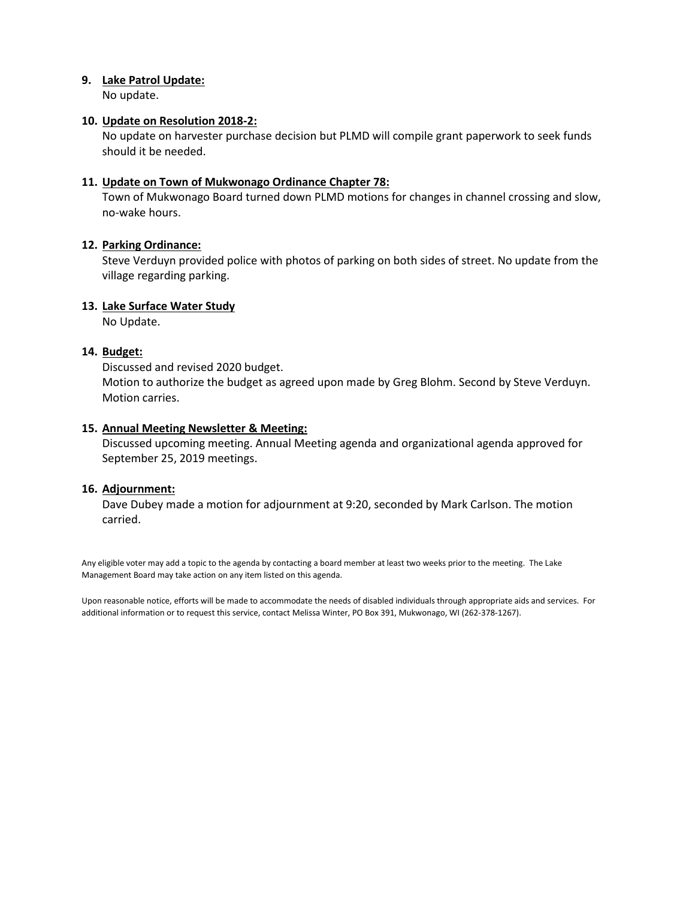9. **<u>Lake Patrol Update:</u>**
   No update.

10. **<u>Update on Resolution 2018-2:</u>**
    No update on harvester purchase decision but PLMD will compile grant paperwork to seek funds should it be needed.

11. **<u>Update on Town of Mukwonago Ordinance Chapter 78:</u>**
    Town of Mukwonago Board turned down PLMD motions for changes in channel crossing and slow, no-wake hours.

12. **<u>Parking Ordinance:</u>**
    Steve Verduyn provided police with photos of parking on both sides of street. No update from the village regarding parking.

13. **<u>Lake Surface Water Study</u>**
    No Update.

14. **<u>Budget:</u>**
    Discussed and revised 2020 budget.
    Motion to authorize the budget as agreed upon made by Greg Blohm. Second by Steve Verduyn. Motion carries.

15. **<u>Annual Meeting Newsletter & Meeting:</u>**
    Discussed upcoming meeting. Annual Meeting agenda and organizational agenda approved for September 25, 2019 meetings.

16. **<u>Adjournment:</u>**
    Dave Dubey made a motion for adjournment at 9:20, seconded by Mark Carlson. The motion carried.

Any eligible voter may add a topic to the agenda by contacting a board member at least two weeks prior to the meeting. The Lake Management Board may take action on any item listed on this agenda.

Upon reasonable notice, efforts will be made to accommodate the needs of disabled individuals through appropriate aids and services. For additional information or to request this service, contact Melissa Winter, PO Box 391, Mukwonago, WI (262-378-1267).